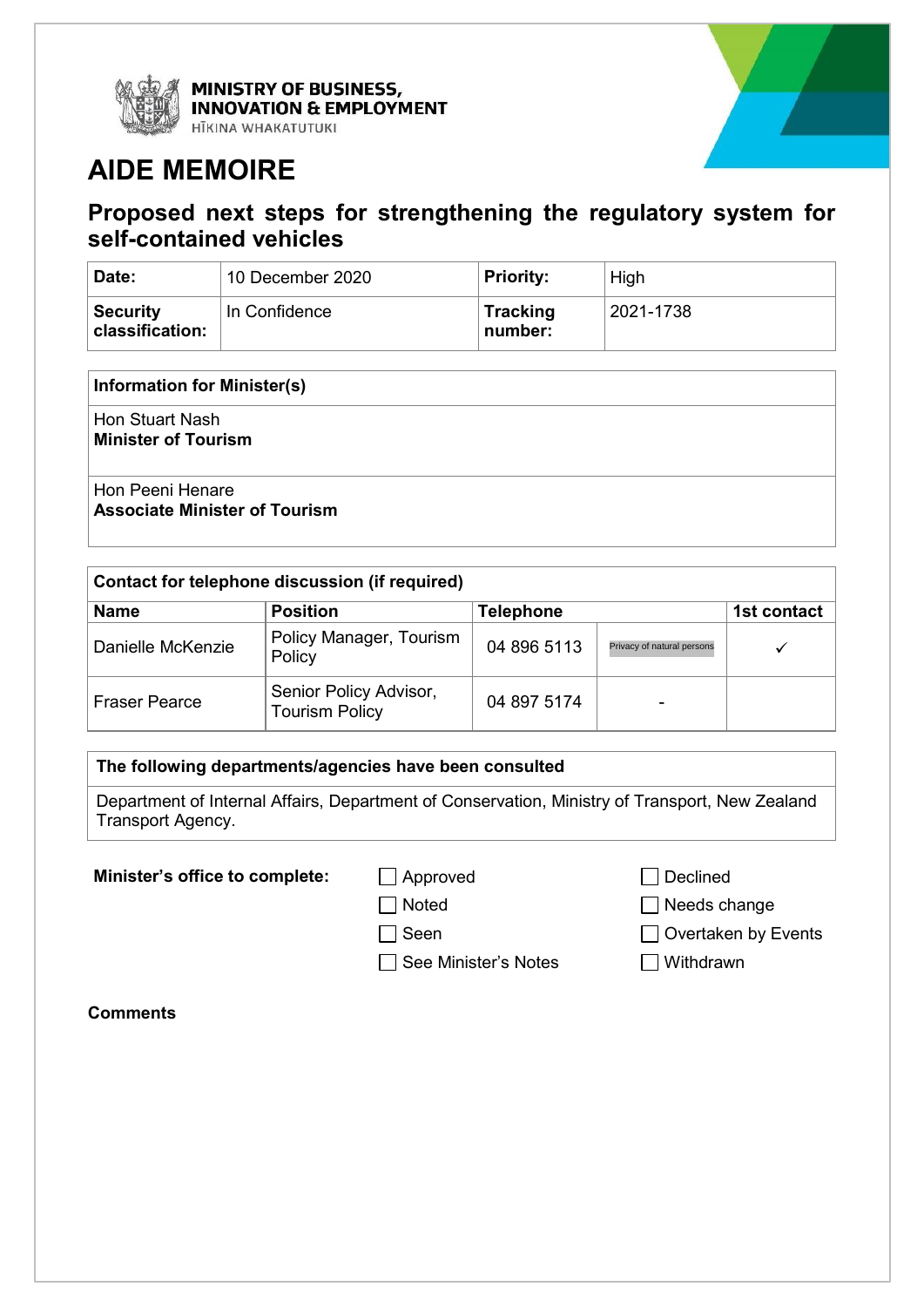**MINISTRY OF BUSINESS, INNOVATION & EMPLOYMENT**
HĪKINA WHAKATUTUKI

# AIDE MEMOIRE

## Proposed next steps for strengthening the regulatory system for self-contained vehicles

| **Date:** | 10 December 2020 | **Priority:** | High |
|---|---|---|---|
| **Security classification:** | In Confidence | **Tracking number:** | 2021-1738 |

| **Information for Minister(s)** |
|---|
| Hon Stuart Nash<br>**Minister of Tourism** |
| Hon Peeni Henare<br>**Associate Minister of Tourism** |

| **Contact for telephone discussion (if required)** | | | | |
|---|---|---|---|---|
| **Name** | **Position** | **Telephone** | | **1st contact** |
| Danielle McKenzie | Policy Manager, Tourism Policy | 04 896 5113 | Privacy of natural persons | ✓ |
| Fraser Pearce | Senior Policy Advisor, Tourism Policy | 04 897 5174 | - | |

| **The following departments/agencies have been consulted** |
|---|
| Department of Internal Affairs, Department of Conservation, Ministry of Transport, New Zealand Transport Agency. |

**Minister's office to complete:**

- ☐ Approved
- ☐ Noted
- ☐ Seen
- ☐ See Minister's Notes
- ☐ Declined
- ☐ Needs change
- ☐ Overtaken by Events
- ☐ Withdrawn

**Comments**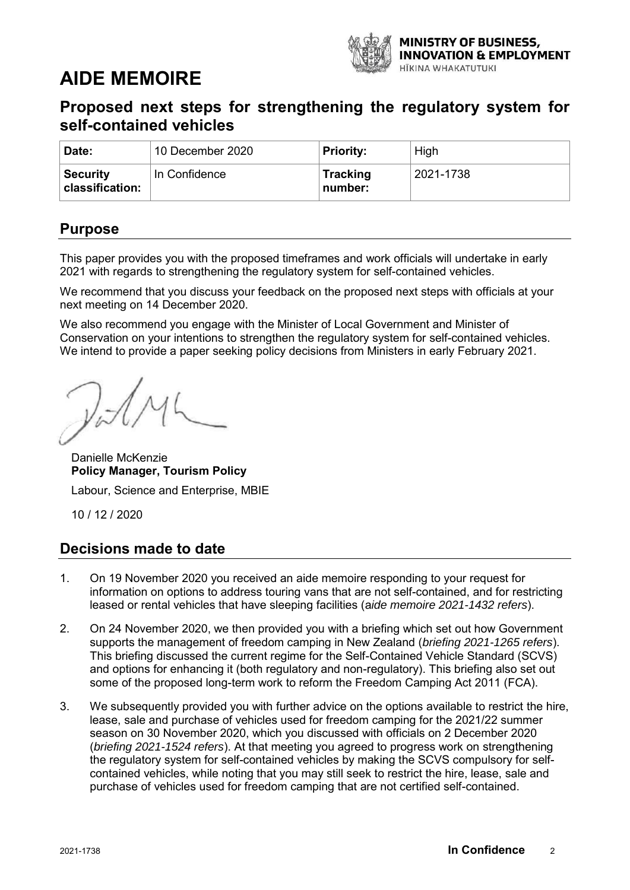# AIDE MEMOIRE

## Proposed next steps for strengthening the regulatory system for self-contained vehicles

| Date: | 10 December 2020 | Priority: | High |
|---|---|---|---|
| Security classification: | In Confidence | Tracking number: | 2021-1738 |

## Purpose

This paper provides you with the proposed timeframes and work officials will undertake in early 2021 with regards to strengthening the regulatory system for self-contained vehicles.

We recommend that you discuss your feedback on the proposed next steps with officials at your next meeting on 14 December 2020.

We also recommend you engage with the Minister of Local Government and Minister of Conservation on your intentions to strengthen the regulatory system for self-contained vehicles. We intend to provide a paper seeking policy decisions from Ministers in early February 2021.

Danielle McKenzie
**Policy Manager, Tourism Policy**
Labour, Science and Enterprise, MBIE

10 / 12 / 2020

## Decisions made to date

1. On 19 November 2020 you received an aide memoire responding to your request for information on options to address touring vans that are not self-contained, and for restricting leased or rental vehicles that have sleeping facilities (*aide memoire 2021-1432 refers*).

2. On 24 November 2020, we then provided you with a briefing which set out how Government supports the management of freedom camping in New Zealand (*briefing 2021-1265 refers*). This briefing discussed the current regime for the Self-Contained Vehicle Standard (SCVS) and options for enhancing it (both regulatory and non-regulatory). This briefing also set out some of the proposed long-term work to reform the Freedom Camping Act 2011 (FCA).

3. We subsequently provided you with further advice on the options available to restrict the hire, lease, sale and purchase of vehicles used for freedom camping for the 2021/22 summer season on 30 November 2020, which you discussed with officials on 2 December 2020 (*briefing 2021-1524 refers*). At that meeting you agreed to progress work on strengthening the regulatory system for self-contained vehicles by making the SCVS compulsory for self-contained vehicles, while noting that you may still seek to restrict the hire, lease, sale and purchase of vehicles used for freedom camping that are not certified self-contained.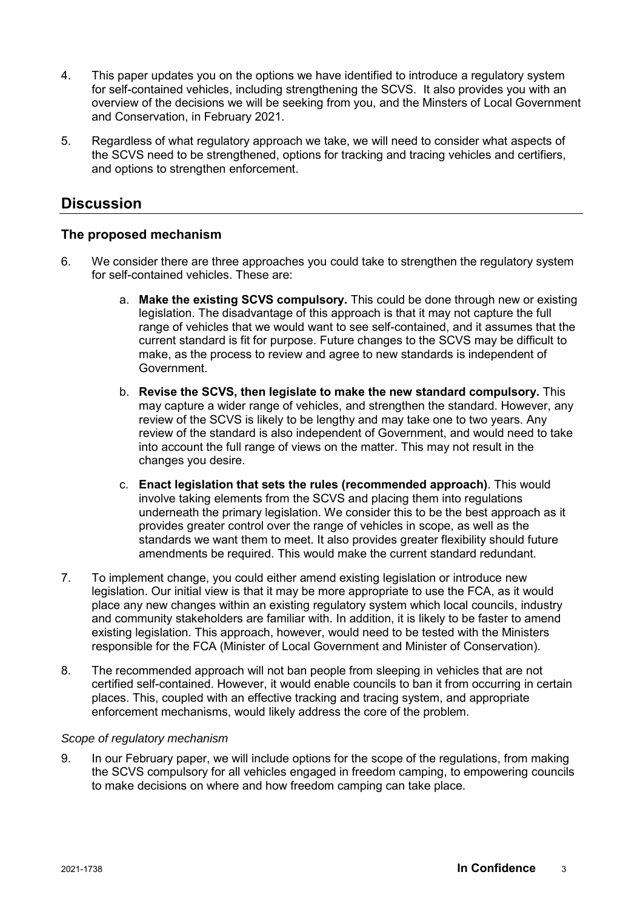4. This paper updates you on the options we have identified to introduce a regulatory system for self-contained vehicles, including strengthening the SCVS. It also provides you with an overview of the decisions we will be seeking from you, and the Minsters of Local Government and Conservation, in February 2021.

5. Regardless of what regulatory approach we take, we will need to consider what aspects of the SCVS need to be strengthened, options for tracking and tracing vehicles and certifiers, and options to strengthen enforcement.

## Discussion

### The proposed mechanism

6. We consider there are three approaches you could take to strengthen the regulatory system for self-contained vehicles. These are:

   a. **Make the existing SCVS compulsory.** This could be done through new or existing legislation. The disadvantage of this approach is that it may not capture the full range of vehicles that we would want to see self-contained, and it assumes that the current standard is fit for purpose. Future changes to the SCVS may be difficult to make, as the process to review and agree to new standards is independent of Government.

   b. **Revise the SCVS, then legislate to make the new standard compulsory.** This may capture a wider range of vehicles, and strengthen the standard. However, any review of the SCVS is likely to be lengthy and may take one to two years. Any review of the standard is also independent of Government, and would need to take into account the full range of views on the matter. This may not result in the changes you desire.

   c. **Enact legislation that sets the rules (recommended approach)**. This would involve taking elements from the SCVS and placing them into regulations underneath the primary legislation. We consider this to be the best approach as it provides greater control over the range of vehicles in scope, as well as the standards we want them to meet. It also provides greater flexibility should future amendments be required. This would make the current standard redundant.

7. To implement change, you could either amend existing legislation or introduce new legislation. Our initial view is that it may be more appropriate to use the FCA, as it would place any new changes within an existing regulatory system which local councils, industry and community stakeholders are familiar with. In addition, it is likely to be faster to amend existing legislation. This approach, however, would need to be tested with the Ministers responsible for the FCA (Minister of Local Government and Minister of Conservation).

8. The recommended approach will not ban people from sleeping in vehicles that are not certified self-contained. However, it would enable councils to ban it from occurring in certain places. This, coupled with an effective tracking and tracing system, and appropriate enforcement mechanisms, would likely address the core of the problem.

*Scope of regulatory mechanism*

9. In our February paper, we will include options for the scope of the regulations, from making the SCVS compulsory for all vehicles engaged in freedom camping, to empowering councils to make decisions on where and how freedom camping can take place.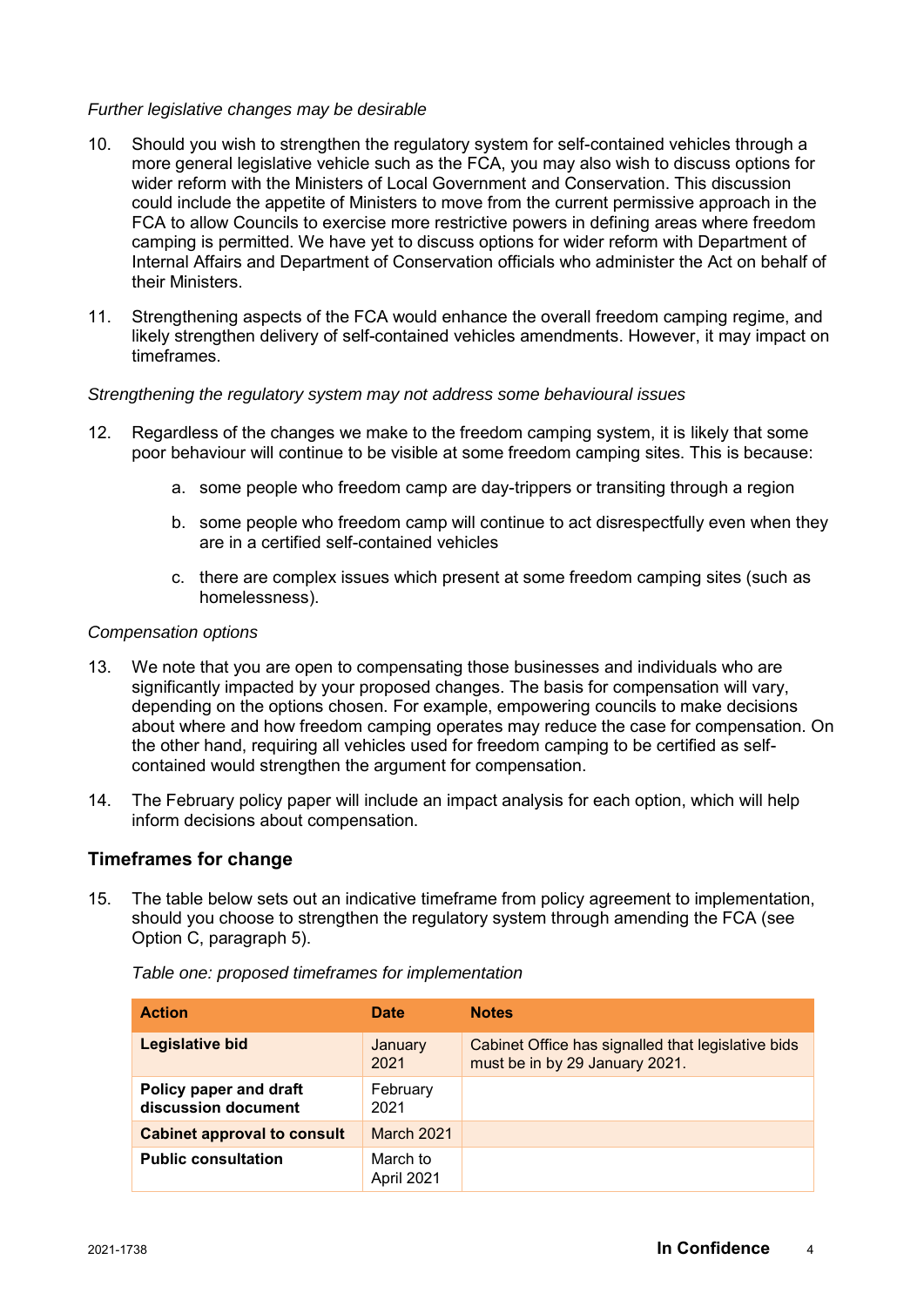*Further legislative changes may be desirable*

10. Should you wish to strengthen the regulatory system for self-contained vehicles through a more general legislative vehicle such as the FCA, you may also wish to discuss options for wider reform with the Ministers of Local Government and Conservation. This discussion could include the appetite of Ministers to move from the current permissive approach in the FCA to allow Councils to exercise more restrictive powers in defining areas where freedom camping is permitted. We have yet to discuss options for wider reform with Department of Internal Affairs and Department of Conservation officials who administer the Act on behalf of their Ministers.

11. Strengthening aspects of the FCA would enhance the overall freedom camping regime, and likely strengthen delivery of self-contained vehicles amendments. However, it may impact on timeframes.

*Strengthening the regulatory system may not address some behavioural issues*

12. Regardless of the changes we make to the freedom camping system, it is likely that some poor behaviour will continue to be visible at some freedom camping sites. This is because:

    a. some people who freedom camp are day-trippers or transiting through a region

    b. some people who freedom camp will continue to act disrespectfully even when they are in a certified self-contained vehicles

    c. there are complex issues which present at some freedom camping sites (such as homelessness).

*Compensation options*

13. We note that you are open to compensating those businesses and individuals who are significantly impacted by your proposed changes. The basis for compensation will vary, depending on the options chosen. For example, empowering councils to make decisions about where and how freedom camping operates may reduce the case for compensation. On the other hand, requiring all vehicles used for freedom camping to be certified as self-contained would strengthen the argument for compensation.

14. The February policy paper will include an impact analysis for each option, which will help inform decisions about compensation.

## Timeframes for change

15. The table below sets out an indicative timeframe from policy agreement to implementation, should you choose to strengthen the regulatory system through amending the FCA (see Option C, paragraph 5).

*Table one: proposed timeframes for implementation*

| Action | Date | Notes |
|---|---|---|
| **Legislative bid** | January 2021 | Cabinet Office has signalled that legislative bids must be in by 29 January 2021. |
| **Policy paper and draft discussion document** | February 2021 | |
| **Cabinet approval to consult** | March 2021 | |
| **Public consultation** | March to April 2021 | |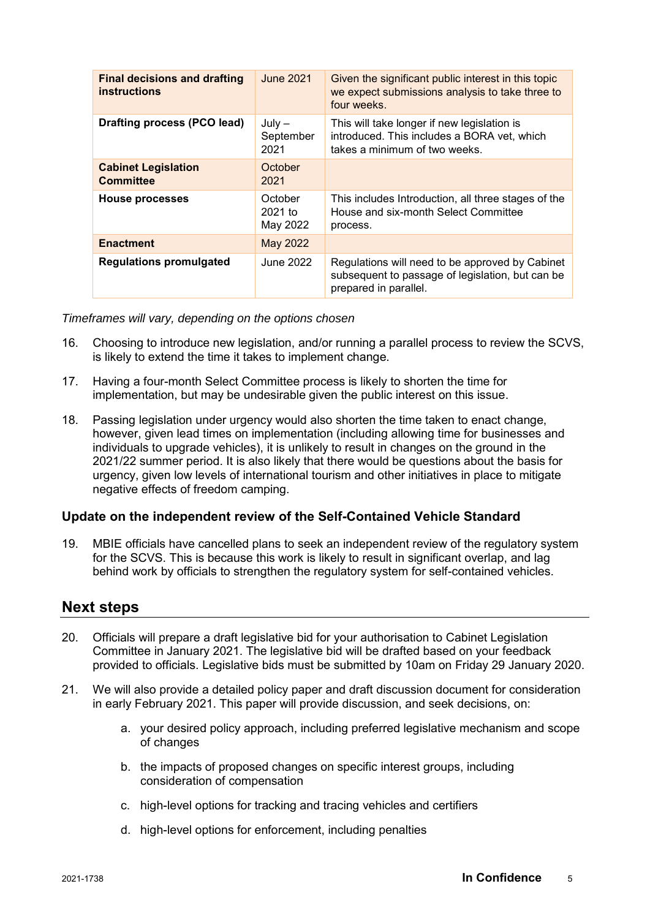| | | |
|---|---|---|
| **Final decisions and drafting instructions** | June 2021 | Given the significant public interest in this topic we expect submissions analysis to take three to four weeks. |
| **Drafting process (PCO lead)** | July – September 2021 | This will take longer if new legislation is introduced. This includes a BORA vet, which takes a minimum of two weeks. |
| **Cabinet Legislation Committee** | October 2021 | |
| **House processes** | October 2021 to May 2022 | This includes Introduction, all three stages of the House and six-month Select Committee process. |
| **Enactment** | May 2022 | |
| **Regulations promulgated** | June 2022 | Regulations will need to be approved by Cabinet subsequent to passage of legislation, but can be prepared in parallel. |

*Timeframes will vary, depending on the options chosen*

16. Choosing to introduce new legislation, and/or running a parallel process to review the SCVS, is likely to extend the time it takes to implement change.

17. Having a four-month Select Committee process is likely to shorten the time for implementation, but may be undesirable given the public interest on this issue.

18. Passing legislation under urgency would also shorten the time taken to enact change, however, given lead times on implementation (including allowing time for businesses and individuals to upgrade vehicles), it is unlikely to result in changes on the ground in the 2021/22 summer period. It is also likely that there would be questions about the basis for urgency, given low levels of international tourism and other initiatives in place to mitigate negative effects of freedom camping.

### Update on the independent review of the Self-Contained Vehicle Standard

19. MBIE officials have cancelled plans to seek an independent review of the regulatory system for the SCVS. This is because this work is likely to result in significant overlap, and lag behind work by officials to strengthen the regulatory system for self-contained vehicles.

## Next steps

20. Officials will prepare a draft legislative bid for your authorisation to Cabinet Legislation Committee in January 2021. The legislative bid will be drafted based on your feedback provided to officials. Legislative bids must be submitted by 10am on Friday 29 January 2020.

21. We will also provide a detailed policy paper and draft discussion document for consideration in early February 2021. This paper will provide discussion, and seek decisions, on:

    a. your desired policy approach, including preferred legislative mechanism and scope of changes

    b. the impacts of proposed changes on specific interest groups, including consideration of compensation

    c. high-level options for tracking and tracing vehicles and certifiers

    d. high-level options for enforcement, including penalties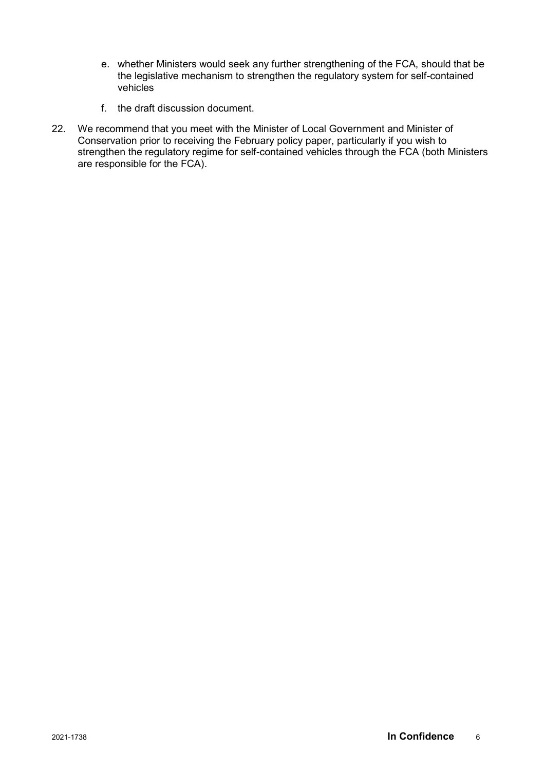e. whether Ministers would seek any further strengthening of the FCA, should that be the legislative mechanism to strengthen the regulatory system for self-contained vehicles

f. the draft discussion document.

22. We recommend that you meet with the Minister of Local Government and Minister of Conservation prior to receiving the February policy paper, particularly if you wish to strengthen the regulatory regime for self-contained vehicles through the FCA (both Ministers are responsible for the FCA).